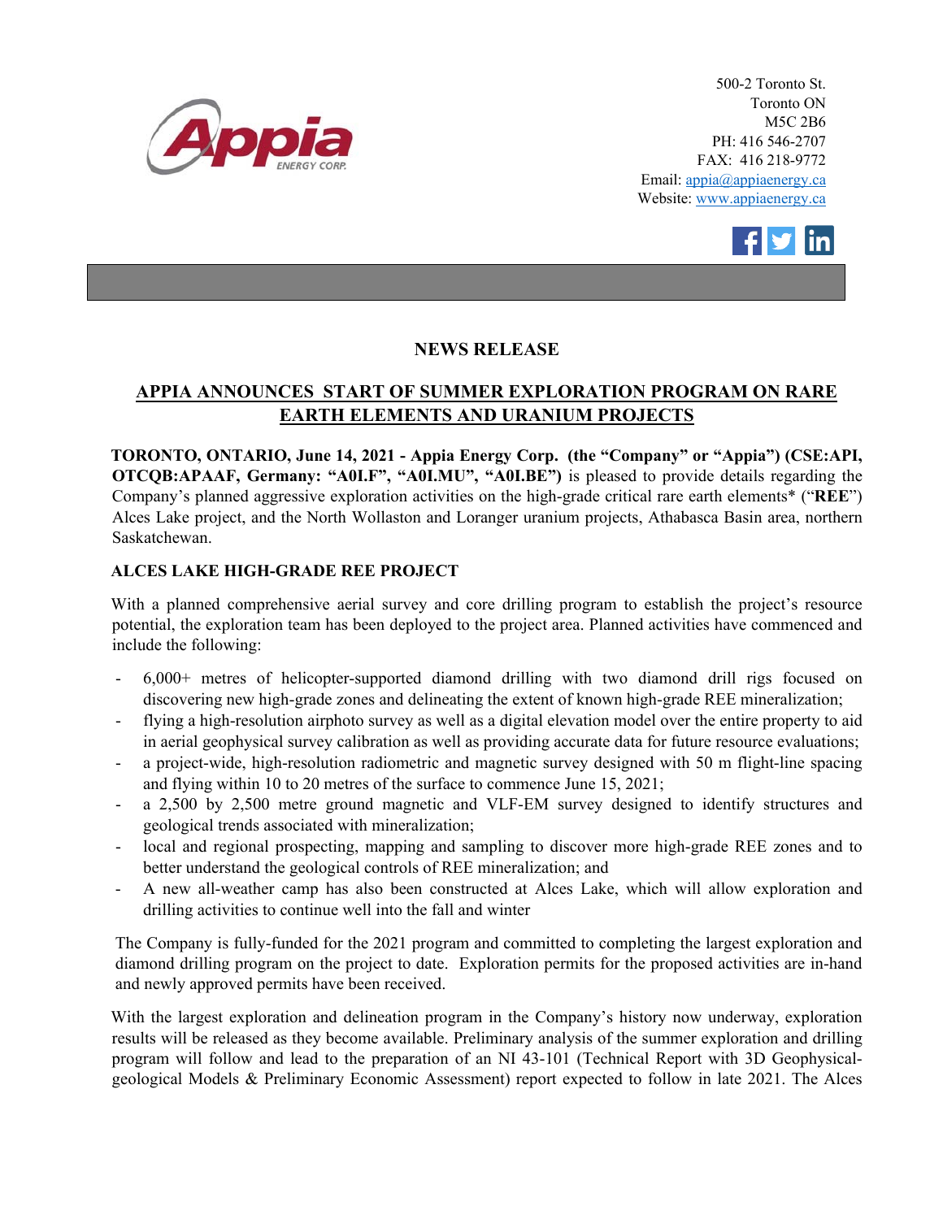500-2 Toronto St.
Toronto ON
M5C 2B6
PH: 416 546-2707
FAX: 416 218-9772
Email: appia@appiaenergy.ca
Website: www.appiaenergy.ca

# NEWS RELEASE

## APPIA ANNOUNCES START OF SUMMER EXPLORATION PROGRAM ON RARE EARTH ELEMENTS AND URANIUM PROJECTS

**TORONTO, ONTARIO, June 14, 2021 - Appia Energy Corp. (the "Company" or "Appia") (CSE:API, OTCQB:APAAF, Germany: "A0I.F", "A0I.MU", "A0I.BE")** is pleased to provide details regarding the Company's planned aggressive exploration activities on the high-grade critical rare earth elements* ("**REE**") Alces Lake project, and the North Wollaston and Loranger uranium projects, Athabasca Basin area, northern Saskatchewan.

### ALCES LAKE HIGH-GRADE REE PROJECT

With a planned comprehensive aerial survey and core drilling program to establish the project's resource potential, the exploration team has been deployed to the project area. Planned activities have commenced and include the following:

- 6,000+ metres of helicopter-supported diamond drilling with two diamond drill rigs focused on discovering new high-grade zones and delineating the extent of known high-grade REE mineralization;
- flying a high-resolution airphoto survey as well as a digital elevation model over the entire property to aid in aerial geophysical survey calibration as well as providing accurate data for future resource evaluations;
- a project-wide, high-resolution radiometric and magnetic survey designed with 50 m flight-line spacing and flying within 10 to 20 metres of the surface to commence June 15, 2021;
- a 2,500 by 2,500 metre ground magnetic and VLF-EM survey designed to identify structures and geological trends associated with mineralization;
- local and regional prospecting, mapping and sampling to discover more high-grade REE zones and to better understand the geological controls of REE mineralization; and
- A new all-weather camp has also been constructed at Alces Lake, which will allow exploration and drilling activities to continue well into the fall and winter

The Company is fully-funded for the 2021 program and committed to completing the largest exploration and diamond drilling program on the project to date. Exploration permits for the proposed activities are in-hand and newly approved permits have been received.

With the largest exploration and delineation program in the Company's history now underway, exploration results will be released as they become available. Preliminary analysis of the summer exploration and drilling program will follow and lead to the preparation of an NI 43-101 (Technical Report with 3D Geophysical-geological Models & Preliminary Economic Assessment) report expected to follow in late 2021. The Alces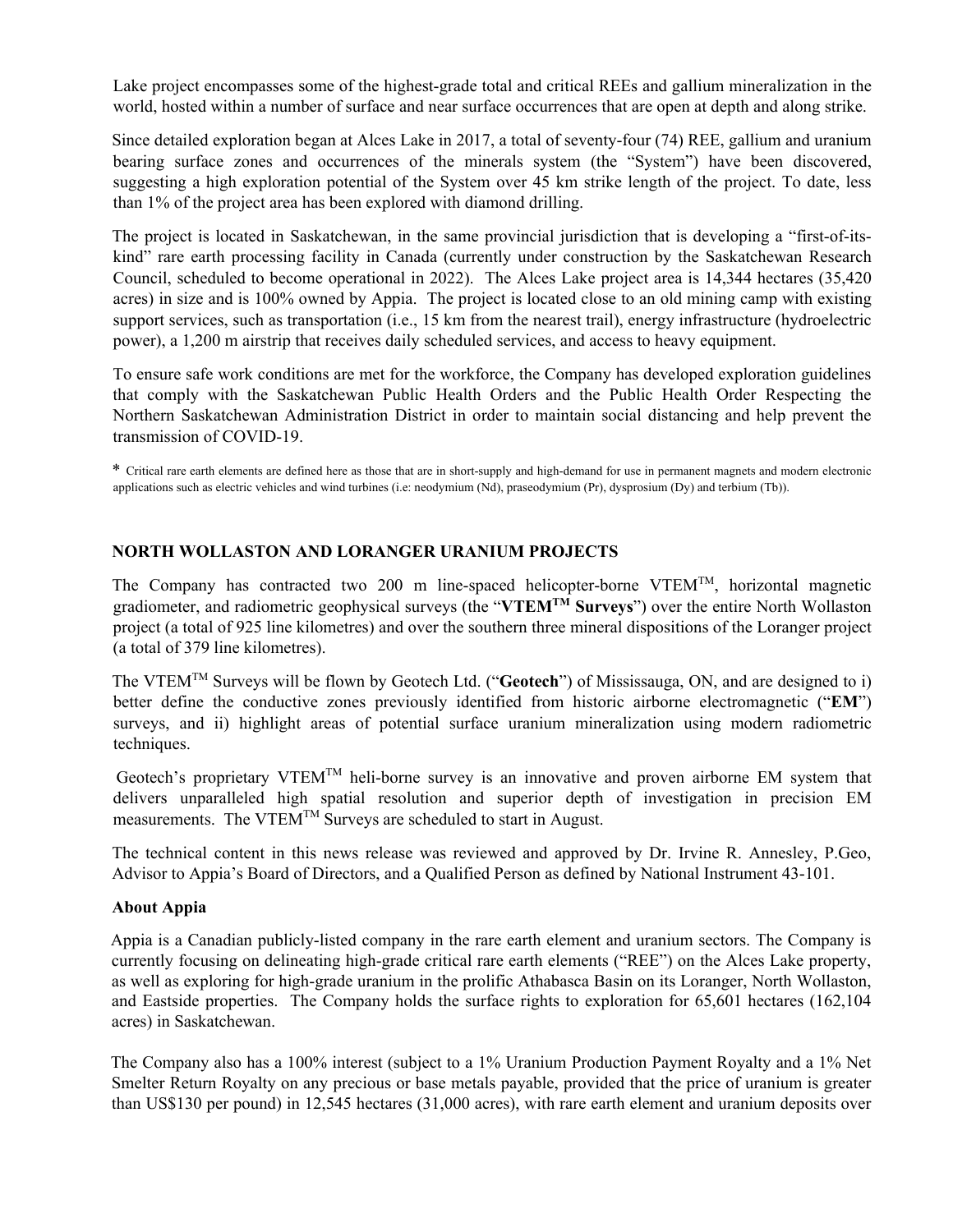Lake project encompasses some of the highest-grade total and critical REEs and gallium mineralization in the world, hosted within a number of surface and near surface occurrences that are open at depth and along strike.

Since detailed exploration began at Alces Lake in 2017, a total of seventy-four (74) REE, gallium and uranium bearing surface zones and occurrences of the minerals system (the "System") have been discovered, suggesting a high exploration potential of the System over 45 km strike length of the project. To date, less than 1% of the project area has been explored with diamond drilling.

The project is located in Saskatchewan, in the same provincial jurisdiction that is developing a "first-of-its-kind" rare earth processing facility in Canada (currently under construction by the Saskatchewan Research Council, scheduled to become operational in 2022). The Alces Lake project area is 14,344 hectares (35,420 acres) in size and is 100% owned by Appia. The project is located close to an old mining camp with existing support services, such as transportation (i.e., 15 km from the nearest trail), energy infrastructure (hydroelectric power), a 1,200 m airstrip that receives daily scheduled services, and access to heavy equipment.

To ensure safe work conditions are met for the workforce, the Company has developed exploration guidelines that comply with the Saskatchewan Public Health Orders and the Public Health Order Respecting the Northern Saskatchewan Administration District in order to maintain social distancing and help prevent the transmission of COVID-19.

* Critical rare earth elements are defined here as those that are in short-supply and high-demand for use in permanent magnets and modern electronic applications such as electric vehicles and wind turbines (i.e: neodymium (Nd), praseodymium (Pr), dysprosium (Dy) and terbium (Tb)).

## NORTH WOLLASTON AND LORANGER URANIUM PROJECTS

The Company has contracted two 200 m line-spaced helicopter-borne VTEM™, horizontal magnetic gradiometer, and radiometric geophysical surveys (the "**VTEM™ Surveys**") over the entire North Wollaston project (a total of 925 line kilometres) and over the southern three mineral dispositions of the Loranger project (a total of 379 line kilometres).

The VTEM™ Surveys will be flown by Geotech Ltd. ("**Geotech**") of Mississauga, ON, and are designed to i) better define the conductive zones previously identified from historic airborne electromagnetic ("**EM**") surveys, and ii) highlight areas of potential surface uranium mineralization using modern radiometric techniques.

Geotech's proprietary VTEM™ heli-borne survey is an innovative and proven airborne EM system that delivers unparalleled high spatial resolution and superior depth of investigation in precision EM measurements. The VTEM™ Surveys are scheduled to start in August.

The technical content in this news release was reviewed and approved by Dr. Irvine R. Annesley, P.Geo, Advisor to Appia's Board of Directors, and a Qualified Person as defined by National Instrument 43-101.

### About Appia

Appia is a Canadian publicly-listed company in the rare earth element and uranium sectors. The Company is currently focusing on delineating high-grade critical rare earth elements ("REE") on the Alces Lake property, as well as exploring for high-grade uranium in the prolific Athabasca Basin on its Loranger, North Wollaston, and Eastside properties. The Company holds the surface rights to exploration for 65,601 hectares (162,104 acres) in Saskatchewan.

The Company also has a 100% interest (subject to a 1% Uranium Production Payment Royalty and a 1% Net Smelter Return Royalty on any precious or base metals payable, provided that the price of uranium is greater than US$130 per pound) in 12,545 hectares (31,000 acres), with rare earth element and uranium deposits over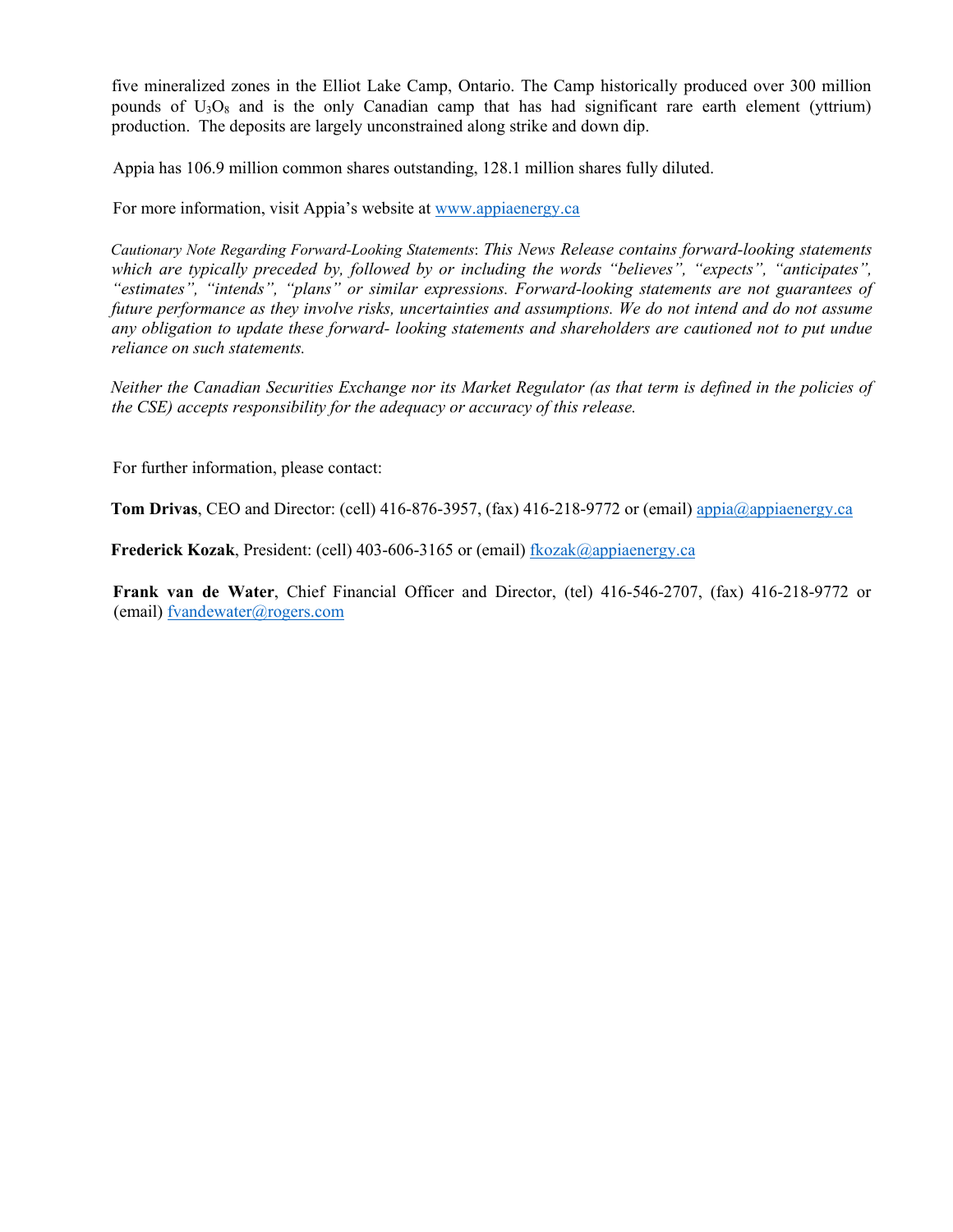five mineralized zones in the Elliot Lake Camp, Ontario. The Camp historically produced over 300 million pounds of $U_3O_8$ and is the only Canadian camp that has had significant rare earth element (yttrium) production. The deposits are largely unconstrained along strike and down dip.

Appia has 106.9 million common shares outstanding, 128.1 million shares fully diluted.

For more information, visit Appia's website at www.appiaenergy.ca

*Cautionary Note Regarding Forward-Looking Statements: This News Release contains forward-looking statements which are typically preceded by, followed by or including the words "believes", "expects", "anticipates", "estimates", "intends", "plans" or similar expressions. Forward-looking statements are not guarantees of future performance as they involve risks, uncertainties and assumptions. We do not intend and do not assume any obligation to update these forward- looking statements and shareholders are cautioned not to put undue reliance on such statements.*

*Neither the Canadian Securities Exchange nor its Market Regulator (as that term is defined in the policies of the CSE) accepts responsibility for the adequacy or accuracy of this release.*

For further information, please contact:

**Tom Drivas**, CEO and Director: (cell) 416-876-3957, (fax) 416-218-9772 or (email) appia@appiaenergy.ca

**Frederick Kozak**, President: (cell) 403-606-3165 or (email) fkozak@appiaenergy.ca

**Frank van de Water**, Chief Financial Officer and Director, (tel) 416-546-2707, (fax) 416-218-9772 or (email) fvandewater@rogers.com